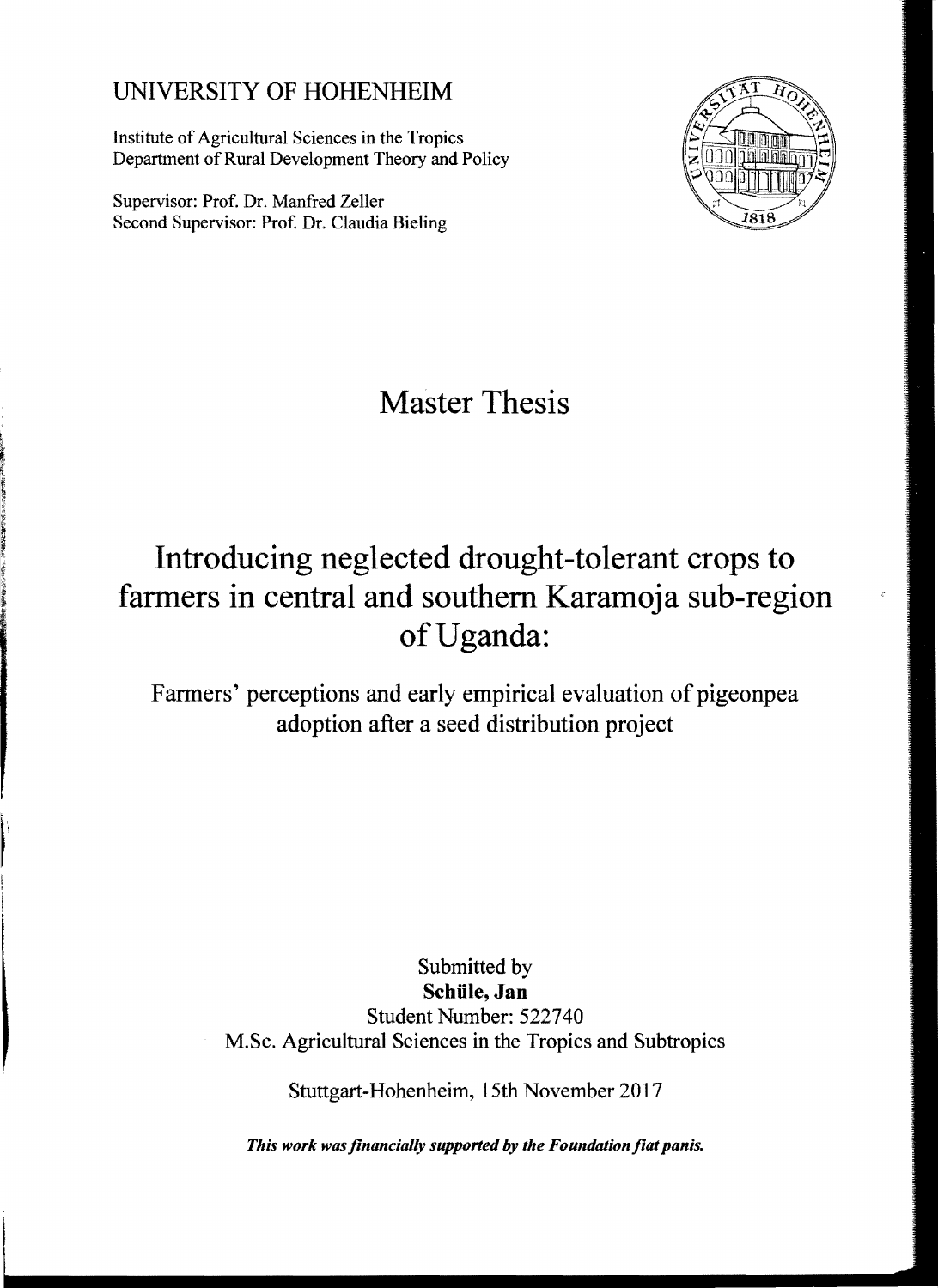UNIVERSITY OF HOHENHEIM

Institute of Agricultural Sciences in the Tropics
Department of Rural Development Theory and Policy

Supervisor: Prof. Dr. Manfred Zeller
Second Supervisor: Prof. Dr. Claudia Bieling

# Master Thesis

# Introducing neglected drought-tolerant crops to farmers in central and southern Karamoja sub-region of Uganda:

## Farmers' perceptions and early empirical evaluation of pigeonpea adoption after a seed distribution project

Submitted by
**Schüle, Jan**
Student Number: 522740
M.Sc. Agricultural Sciences in the Tropics and Subtropics

Stuttgart-Hohenheim, 15th November 2017

***This work was financially supported by the Foundation fiat panis.***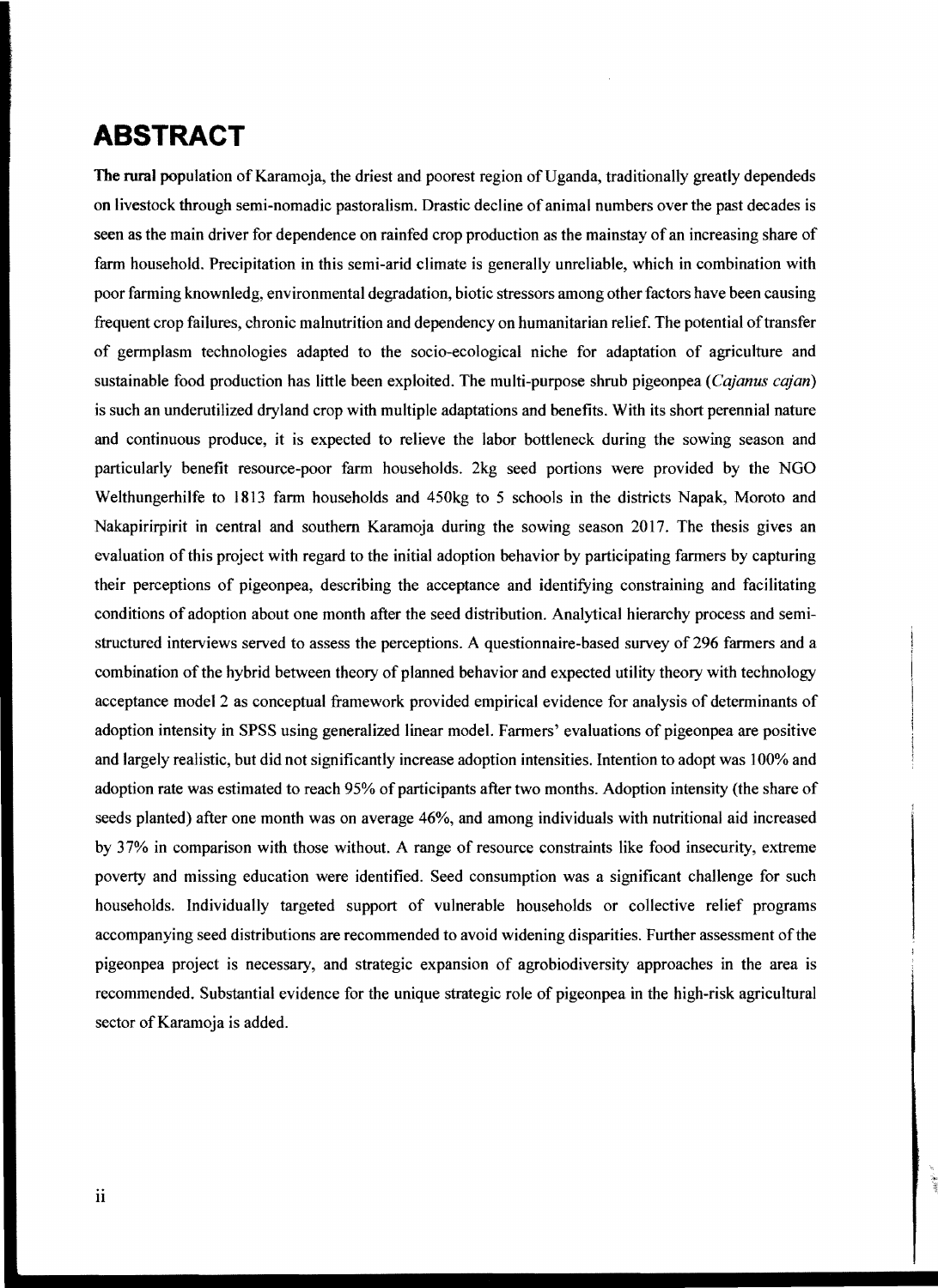# ABSTRACT

The rural population of Karamoja, the driest and poorest region of Uganda, traditionally greatly dependeds on livestock through semi-nomadic pastoralism. Drastic decline of animal numbers over the past decades is seen as the main driver for dependence on rainfed crop production as the mainstay of an increasing share of farm household. Precipitation in this semi-arid climate is generally unreliable, which in combination with poor farming knownledg, environmental degradation, biotic stressors among other factors have been causing frequent crop failures, chronic malnutrition and dependency on humanitarian relief. The potential of transfer of germplasm technologies adapted to the socio-ecological niche for adaptation of agriculture and sustainable food production has little been exploited. The multi-purpose shrub pigeonpea (*Cajanus cajan*) is such an underutilized dryland crop with multiple adaptations and benefits. With its short perennial nature and continuous produce, it is expected to relieve the labor bottleneck during the sowing season and particularly benefit resource-poor farm households. 2kg seed portions were provided by the NGO Welthungerhilfe to 1813 farm households and 450kg to 5 schools in the districts Napak, Moroto and Nakapirirpirit in central and southern Karamoja during the sowing season 2017. The thesis gives an evaluation of this project with regard to the initial adoption behavior by participating farmers by capturing their perceptions of pigeonpea, describing the acceptance and identifying constraining and facilitating conditions of adoption about one month after the seed distribution. Analytical hierarchy process and semi-structured interviews served to assess the perceptions. A questionnaire-based survey of 296 farmers and a combination of the hybrid between theory of planned behavior and expected utility theory with technology acceptance model 2 as conceptual framework provided empirical evidence for analysis of determinants of adoption intensity in SPSS using generalized linear model. Farmers' evaluations of pigeonpea are positive and largely realistic, but did not significantly increase adoption intensities. Intention to adopt was 100% and adoption rate was estimated to reach 95% of participants after two months. Adoption intensity (the share of seeds planted) after one month was on average 46%, and among individuals with nutritional aid increased by 37% in comparison with those without. A range of resource constraints like food insecurity, extreme poverty and missing education were identified. Seed consumption was a significant challenge for such households. Individually targeted support of vulnerable households or collective relief programs accompanying seed distributions are recommended to avoid widening disparities. Further assessment of the pigeonpea project is necessary, and strategic expansion of agrobiodiversity approaches in the area is recommended. Substantial evidence for the unique strategic role of pigeonpea in the high-risk agricultural sector of Karamoja is added.